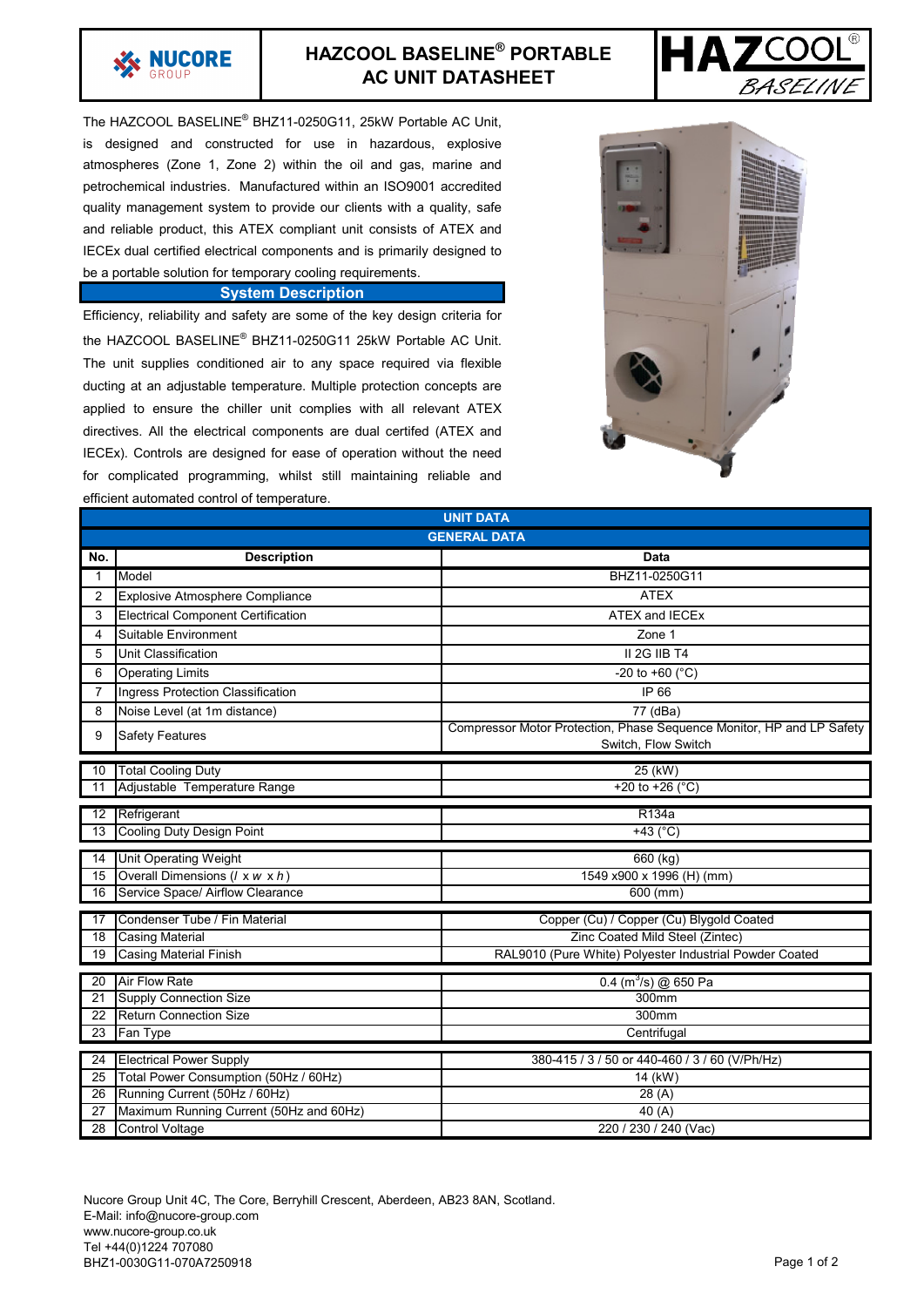# HAZCOOL BASELINE® PORTABLE AC UNIT DATASHEET

The HAZCOOL BASELINE® BHZ11-0250G11, 25kW Portable AC Unit, is designed and constructed for use in hazardous, explosive atmospheres (Zone 1, Zone 2) within the oil and gas, marine and petrochemical industries. Manufactured within an ISO9001 accredited quality management system to provide our clients with a quality, safe and reliable product, this ATEX compliant unit consists of ATEX and IECEx dual certified electrical components and is primarily designed to be a portable solution for temporary cooling requirements.

## System Description

Efficiency, reliability and safety are some of the key design criteria for the HAZCOOL BASELINE® BHZ11-0250G11 25kW Portable AC Unit. The unit supplies conditioned air to any space required via flexible ducting at an adjustable temperature. Multiple protection concepts are applied to ensure the chiller unit complies with all relevant ATEX directives. All the electrical components are dual certifed (ATEX and IECEx). Controls are designed for ease of operation without the need for complicated programming, whilst still maintaining reliable and efficient automated control of temperature.

## UNIT DATA

### GENERAL DATA

| No. | Description | Data |
|---|---|---|
| 1 | Model | BHZ11-0250G11 |
| 2 | Explosive Atmosphere Compliance | ATEX |
| 3 | Electrical Component Certification | ATEX and IECEx |
| 4 | Suitable Environment | Zone 1 |
| 5 | Unit Classification | II 2G IIB T4 |
| 6 | Operating Limits | -20 to +60 (°C) |
| 7 | Ingress Protection Classification | IP 66 |
| 8 | Noise Level (at 1m distance) | 77 (dBa) |
| 9 | Safety Features | Compressor Motor Protection, Phase Sequence Monitor, HP and LP Safety Switch, Flow Switch |
| 10 | Total Cooling Duty | 25 (kW) |
| 11 | Adjustable Temperature Range | +20 to +26 (°C) |
| 12 | Refrigerant | R134a |
| 13 | Cooling Duty Design Point | +43 (°C) |
| 14 | Unit Operating Weight | 660 (kg) |
| 15 | Overall Dimensions (*l* x *w* x *h*) | 1549 x900 x 1996 (H) (mm) |
| 16 | Service Space/ Airflow Clearance | 600 (mm) |
| 17 | Condenser Tube / Fin Material | Copper (Cu) / Copper (Cu) Blygold Coated |
| 18 | Casing Material | Zinc Coated Mild Steel (Zintec) |
| 19 | Casing Material Finish | RAL9010 (Pure White) Polyester Industrial Powder Coated |
| 20 | Air Flow Rate | 0.4 ($m^3$/s) @ 650 Pa |
| 21 | Supply Connection Size | 300mm |
| 22 | Return Connection Size | 300mm |
| 23 | Fan Type | Centrifugal |
| 24 | Electrical Power Supply | 380-415 / 3 / 50 or 440-460 / 3 / 60 (V/Ph/Hz) |
| 25 | Total Power Consumption (50Hz / 60Hz) | 14 (kW) |
| 26 | Running Current (50Hz / 60Hz) | 28 (A) |
| 27 | Maximum Running Current (50Hz and 60Hz) | 40 (A) |
| 28 | Control Voltage | 220 / 230 / 240 (Vac) |

Nucore Group Unit 4C, The Core, Berryhill Crescent, Aberdeen, AB23 8AN, Scotland.
E-Mail: info@nucore-group.com
www.nucore-group.co.uk
Tel +44(0)1224 707080
BHZ1-0030G11-070A7250918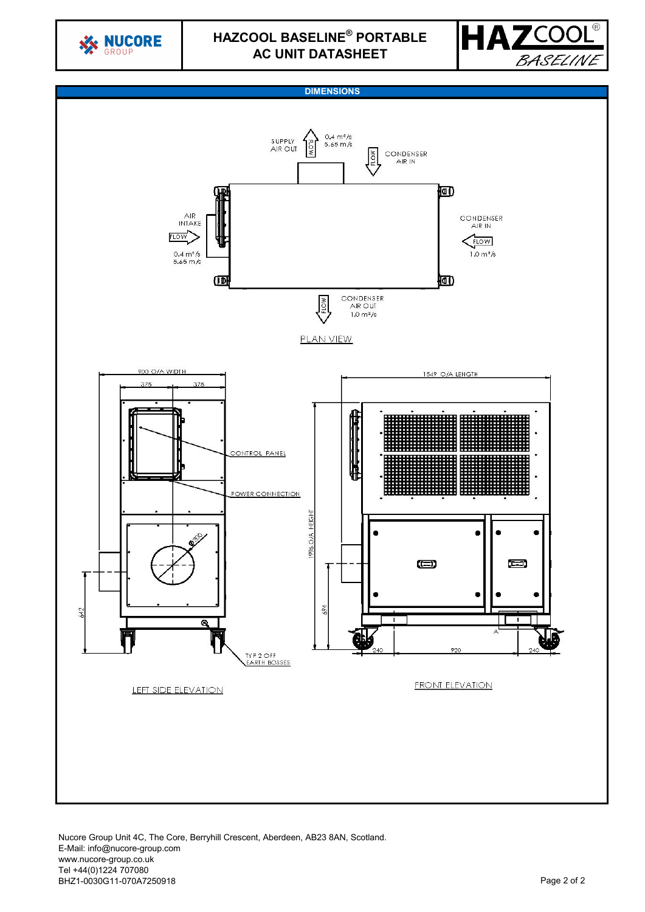# HAZCOOL BASELINE® PORTABLE AC UNIT DATASHEET

## DIMENSIONS

SUPPLY AIR OUT
FLOW
0.4 m³/s
5.65 m/s

CONDENSER AIR IN
FLOW

AIR INTAKE
FLOW
0.4 m³/s
5.65 m/s

CONDENSER AIR IN
FLOW
1.0 m³/s

CONDENSER AIR OUT
FLOW
1.0 m³/s

PLAN VIEW

900 O/A WIDTH
375
375
CONTROL PANEL
POWER CONNECTION
Ø350
642
TYP 2 OFF EARTH BOSSES

LEFT SIDE ELEVATION

1549 O/A LENGTH
1996 O/A HEIGHT
694
240
920
240
A

FRONT ELEVATION

Nucore Group Unit 4C, The Core, Berryhill Crescent, Aberdeen, AB23 8AN, Scotland.
E-Mail: info@nucore-group.com
www.nucore-group.co.uk
Tel +44(0)1224 707080
BHZ1-0030G11-070A7250918